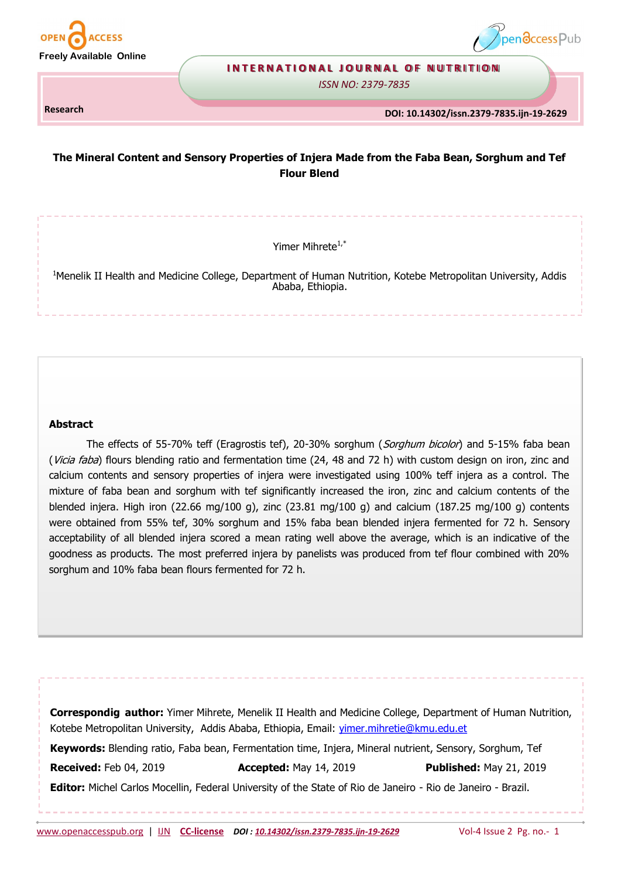Research

DOI: 10.14302/issn.2379-7835.ijn-19-2629

# The Mineral Content and Sensory Properties of Injera Made from the Faba Bean, Sorghum and Tef Flour Blend

Yimer Mihrete[1,*]

[1]Menelik II Health and Medicine College, Department of Human Nutrition, Kotebe Metropolitan University, Addis Ababa, Ethiopia.

## Abstract

The effects of 55-70% teff (Eragrostis tef), 20-30% sorghum (*Sorghum bicolor*) and 5-15% faba bean (*Vicia faba*) flours blending ratio and fermentation time (24, 48 and 72 h) with custom design on iron, zinc and calcium contents and sensory properties of injera were investigated using 100% teff injera as a control. The mixture of faba bean and sorghum with tef significantly increased the iron, zinc and calcium contents of the blended injera. High iron (22.66 mg/100 g), zinc (23.81 mg/100 g) and calcium (187.25 mg/100 g) contents were obtained from 55% tef, 30% sorghum and 15% faba bean blended injera fermented for 72 h. Sensory acceptability of all blended injera scored a mean rating well above the average, which is an indicative of the goodness as products. The most preferred injera by panelists was produced from tef flour combined with 20% sorghum and 10% faba bean flours fermented for 72 h.

**Correspondig author:** Yimer Mihrete, Menelik II Health and Medicine College, Department of Human Nutrition, Kotebe Metropolitan University, Addis Ababa, Ethiopia, Email: yimer.mihretie@kmu.edu.et

**Keywords:** Blending ratio, Faba bean, Fermentation time, Injera, Mineral nutrient, Sensory, Sorghum, Tef

**Received:** Feb 04, 2019 **Accepted:** May 14, 2019 **Published:** May 21, 2019

**Editor:** Michel Carlos Mocellin, Federal University of the State of Rio de Janeiro - Rio de Janeiro - Brazil.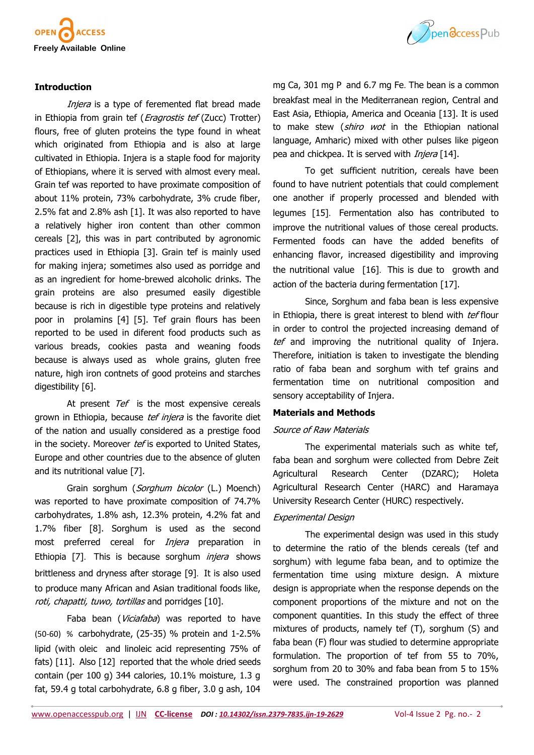## Introduction

*Injera* is a type of ferermented flat bread made in Ethiopia from grain tef (*Eragrostis tef* (Zucc) Trotter) flours, free of gluten proteins the type found in wheat which originated from Ethiopia and is also at large cultivated in Ethiopia. Injera is a staple food for majority of Ethiopians, where it is served with almost every meal. Grain tef was reported to have proximate composition of about 11% protein, 73% carbohydrate, 3% crude fiber, 2.5% fat and 2.8% ash [1]. It was also reported to have a relatively higher iron content than other common cereals [2], this was in part contributed by agronomic practices used in Ethiopia [3]. Grain tef is mainly used for making injera; sometimes also used as porridge and as an ingredient for home-brewed alcoholic drinks. The grain proteins are also presumed easily digestible because is rich in digestible type proteins and relatively poor in prolamins [4] [5]. Tef grain flours has been reported to be used in diferent food products such as various breads, cookies pasta and weaning foods because is always used as whole grains, gluten free nature, high iron contnets of good proteins and starches digestibility [6].

At present *Tef* is the most expensive cereals grown in Ethiopia, because *tef injera* is the favorite diet of the nation and usually considered as a prestige food in the society. Moreover *tef* is exported to United States, Europe and other countries due to the absence of gluten and its nutritional value [7].

Grain sorghum (*Sorghum bicolor* (L.) Moench) was reported to have proximate composition of 74.7% carbohydrates, 1.8% ash, 12.3% protein, 4.2% fat and 1.7% fiber [8]. Sorghum is used as the second most preferred cereal for *Injera* preparation in Ethiopia [7]. This is because sorghum *injera* shows brittleness and dryness after storage [9]. It is also used to produce many African and Asian traditional foods like, *roti, chapatti, tuwo, tortillas* and porridges [10].

Faba bean (*Viciafaba*) was reported to have (50-60) % carbohydrate, (25-35) % protein and 1-2.5% lipid (with oleic and linoleic acid representing 75% of fats) [11]. Also [12] reported that the whole dried seeds contain (per 100 g) 344 calories, 10.1% moisture, 1.3 g fat, 59.4 g total carbohydrate, 6.8 g fiber, 3.0 g ash, 104 mg Ca, 301 mg P and 6.7 mg Fe. The bean is a common breakfast meal in the Mediterranean region, Central and East Asia, Ethiopia, America and Oceania [13]. It is used to make stew (*shiro wot* in the Ethiopian national language, Amharic) mixed with other pulses like pigeon pea and chickpea. It is served with *Injera* [14].

To get sufficient nutrition, cereals have been found to have nutrient potentials that could complement one another if properly processed and blended with legumes [15]. Fermentation also has contributed to improve the nutritional values of those cereal products. Fermented foods can have the added benefits of enhancing flavor, increased digestibility and improving the nutritional value [16]. This is due to growth and action of the bacteria during fermentation [17].

Since, Sorghum and faba bean is less expensive in Ethiopia, there is great interest to blend with *tef* flour in order to control the projected increasing demand of *tef* and improving the nutritional quality of Injera. Therefore, initiation is taken to investigate the blending ratio of faba bean and sorghum with tef grains and fermentation time on nutritional composition and sensory acceptability of Injera.

## Materials and Methods

### *Source of Raw Materials*

The experimental materials such as white tef, faba bean and sorghum were collected from Debre Zeit Agricultural Research Center (DZARC); Holeta Agricultural Research Center (HARC) and Haramaya University Research Center (HURC) respectively.

### *Experimental Design*

The experimental design was used in this study to determine the ratio of the blends cereals (tef and sorghum) with legume faba bean, and to optimize the fermentation time using mixture design. A mixture design is appropriate when the response depends on the component proportions of the mixture and not on the component quantities. In this study the effect of three mixtures of products, namely tef (T), sorghum (S) and faba bean (F) flour was studied to determine appropriate formulation. The proportion of tef from 55 to 70%, sorghum from 20 to 30% and faba bean from 5 to 15% were used. The constrained proportion was planned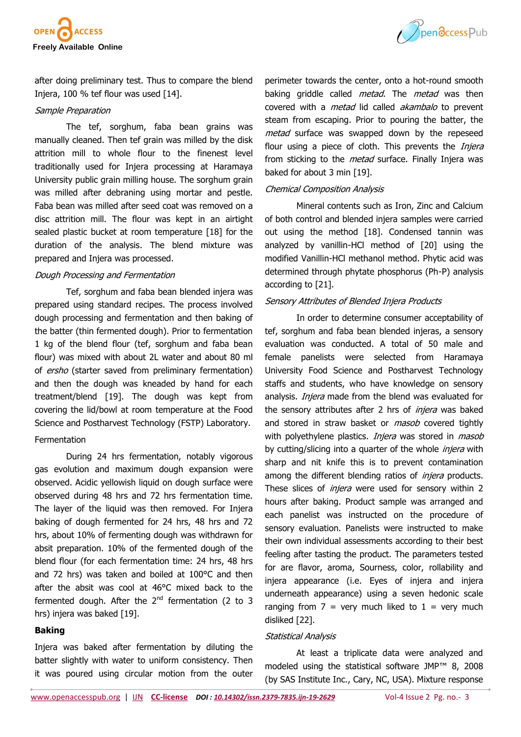after doing preliminary test. Thus to compare the blend Injera, 100 % tef flour was used [14].

*Sample Preparation*

The tef, sorghum, faba bean grains was manually cleaned. Then tef grain was milled by the disk attrition mill to whole flour to the finest level traditionally used for Injera processing at Haramaya University public grain milling house. The sorghum grain was milled after debraning using mortar and pestle. Faba bean was milled after seed coat was removed on a disc attrition mill. The flour was kept in an airtight sealed plastic bucket at room temperature [18] for the duration of the analysis. The blend mixture was prepared and Injera was processed.

*Dough Processing and Fermentation*

Tef, sorghum and faba bean blended injera was prepared using standard recipes. The process involved dough processing and fermentation and then baking of the batter (thin fermented dough). Prior to fermentation 1 kg of the blend flour (tef, sorghum and faba bean flour) was mixed with about 2L water and about 80 ml of *ersho* (starter saved from preliminary fermentation) and then the dough was kneaded by hand for each treatment/blend [19]. The dough was kept from covering the lid/bowl at room temperature at the Food Science and Postharvest Technology (FSTP) Laboratory.

Fermentation

During 24 hrs fermentation, notably vigorous gas evolution and maximum dough expansion were observed. Acidic yellowish liquid on dough surface were observed during 48 hrs and 72 hrs fermentation time. The layer of the liquid was then removed. For Injera baking of dough fermented for 24 hrs, 48 hrs and 72 hrs, about 10% of fermenting dough was withdrawn for absit preparation. 10% of the fermented dough of the blend flour (for each fermentation time: 24 hrs, 48 hrs and 72 hrs) was taken and boiled at 100°C and then after the absit was cool at 46°C mixed back to the fermented dough. After the 2nd fermentation (2 to 3 hrs) injera was baked [19].

**Baking**

Injera was baked after fermentation by diluting the batter slightly with water to uniform consistency. Then it was poured using circular motion from the outer perimeter towards the center, onto a hot-round smooth baking griddle called *metad*. The *metad* was then covered with a *metad* lid called *akambalo* to prevent steam from escaping. Prior to pouring the batter, the *metad* surface was swapped down by the repeseed flour using a piece of cloth. This prevents the *Injera* from sticking to the *metad* surface. Finally Injera was baked for about 3 min [19].

*Chemical Composition Analysis*

Mineral contents such as Iron, Zinc and Calcium of both control and blended injera samples were carried out using the method [18]. Condensed tannin was analyzed by vanillin-HCl method of [20] using the modified Vanillin-HCl methanol method. Phytic acid was determined through phytate phosphorus (Ph-P) analysis according to [21].

*Sensory Attributes of Blended Injera Products*

In order to determine consumer acceptability of tef, sorghum and faba bean blended injeras, a sensory evaluation was conducted. A total of 50 male and female panelists were selected from Haramaya University Food Science and Postharvest Technology staffs and students, who have knowledge on sensory analysis. *Injera* made from the blend was evaluated for the sensory attributes after 2 hrs of *injera* was baked and stored in straw basket or *masob* covered tightly with polyethylene plastics. *Injera* was stored in *masob* by cutting/slicing into a quarter of the whole *injera* with sharp and nit knife this is to prevent contamination among the different blending ratios of *injera* products. These slices of *injera* were used for sensory within 2 hours after baking. Product sample was arranged and each panelist was instructed on the procedure of sensory evaluation. Panelists were instructed to make their own individual assessments according to their best feeling after tasting the product. The parameters tested for are flavor, aroma, Sourness, color, rollability and injera appearance (i.e. Eyes of injera and injera underneath appearance) using a seven hedonic scale ranging from 7 = very much liked to 1 = very much disliked [22].

*Statistical Analysis*

At least a triplicate data were analyzed and modeled using the statistical software JMP™ 8, 2008 (by SAS Institute Inc., Cary, NC, USA). Mixture response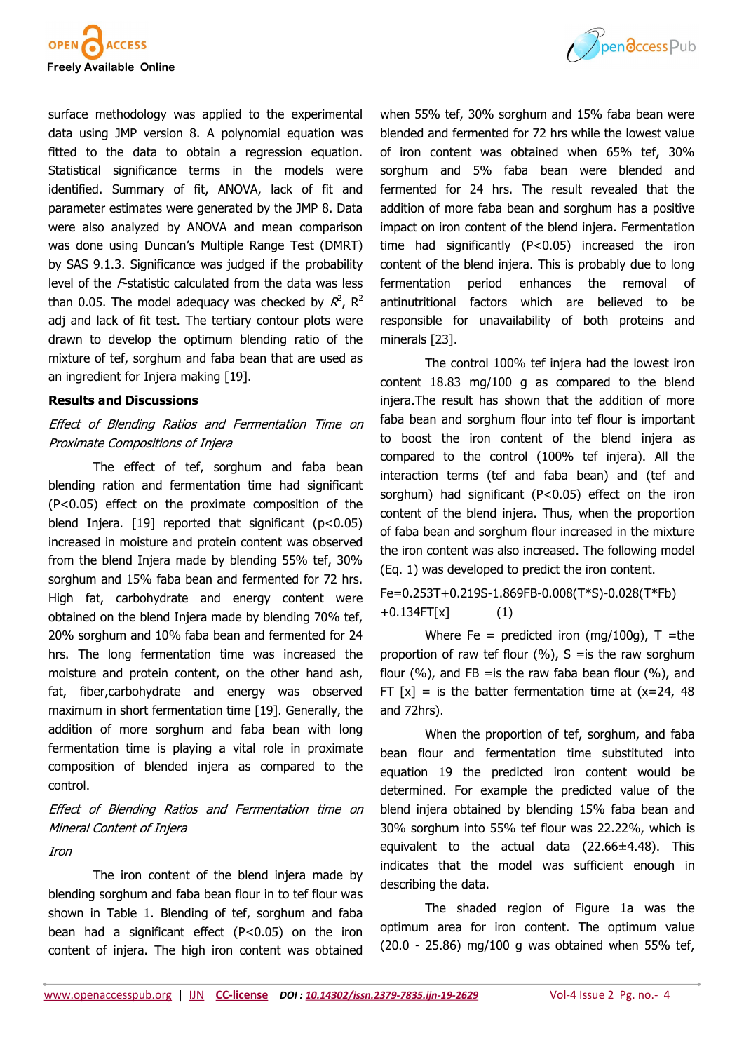surface methodology was applied to the experimental data using JMP version 8. A polynomial equation was fitted to the data to obtain a regression equation. Statistical significance terms in the models were identified. Summary of fit, ANOVA, lack of fit and parameter estimates were generated by the JMP 8. Data were also analyzed by ANOVA and mean comparison was done using Duncan's Multiple Range Test (DMRT) by SAS 9.1.3. Significance was judged if the probability level of the *F*-statistic calculated from the data was less than 0.05. The model adequacy was checked by $R^2$, $R^2$ adj and lack of fit test. The tertiary contour plots were drawn to develop the optimum blending ratio of the mixture of tef, sorghum and faba bean that are used as an ingredient for Injera making [19].

## Results and Discussions

### *Effect of Blending Ratios and Fermentation Time on Proximate Compositions of Injera*

The effect of tef, sorghum and faba bean blending ration and fermentation time had significant ($P<0.05$) effect on the proximate composition of the blend Injera. [19] reported that significant ($p<0.05$) increased in moisture and protein content was observed from the blend Injera made by blending 55% tef, 30% sorghum and 15% faba bean and fermented for 72 hrs. High fat, carbohydrate and energy content were obtained on the blend Injera made by blending 70% tef, 20% sorghum and 10% faba bean and fermented for 24 hrs. The long fermentation time was increased the moisture and protein content, on the other hand ash, fat, fiber,carbohydrate and energy was observed maximum in short fermentation time [19]. Generally, the addition of more sorghum and faba bean with long fermentation time is playing a vital role in proximate composition of blended injera as compared to the control.

### *Effect of Blending Ratios and Fermentation time on Mineral Content of Injera*

#### *Iron*

The iron content of the blend injera made by blending sorghum and faba bean flour in to tef flour was shown in Table 1. Blending of tef, sorghum and faba bean had a significant effect ($P<0.05$) on the iron content of injera. The high iron content was obtained when 55% tef, 30% sorghum and 15% faba bean were blended and fermented for 72 hrs while the lowest value of iron content was obtained when 65% tef, 30% sorghum and 5% faba bean were blended and fermented for 24 hrs. The result revealed that the addition of more faba bean and sorghum has a positive impact on iron content of the blend injera. Fermentation time had significantly ($P<0.05$) increased the iron content of the blend injera. This is probably due to long fermentation period enhances the removal of antinutritional factors which are believed to be responsible for unavailability of both proteins and minerals [23].

The control 100% tef injera had the lowest iron content 18.83 mg/100 g as compared to the blend injera.The result has shown that the addition of more faba bean and sorghum flour into tef flour is important to boost the iron content of the blend injera as compared to the control (100% tef injera). All the interaction terms (tef and faba bean) and (tef and sorghum) had significant ($P<0.05$) effect on the iron content of the blend injera. Thus, when the proportion of faba bean and sorghum flour increased in the mixture the iron content was also increased. The following model (Eq. 1) was developed to predict the iron content.

$$Fe=0.253T+0.219S-1.869FB-0.008(T*S)-0.028(T*Fb)+0.134FT[x] \quad (1)$$

Where Fe = predicted iron (mg/100g), T =the proportion of raw tef flour (%), S =is the raw sorghum flour (%), and FB =is the raw faba bean flour (%), and FT [x] = is the batter fermentation time at (x=24, 48 and 72hrs).

When the proportion of tef, sorghum, and faba bean flour and fermentation time substituted into equation 19 the predicted iron content would be determined. For example the predicted value of the blend injera obtained by blending 15% faba bean and 30% sorghum into 55% tef flour was 22.22%, which is equivalent to the actual data (22.66±4.48). This indicates that the model was sufficient enough in describing the data.

The shaded region of Figure 1a was the optimum area for iron content. The optimum value (20.0 - 25.86) mg/100 g was obtained when 55% tef,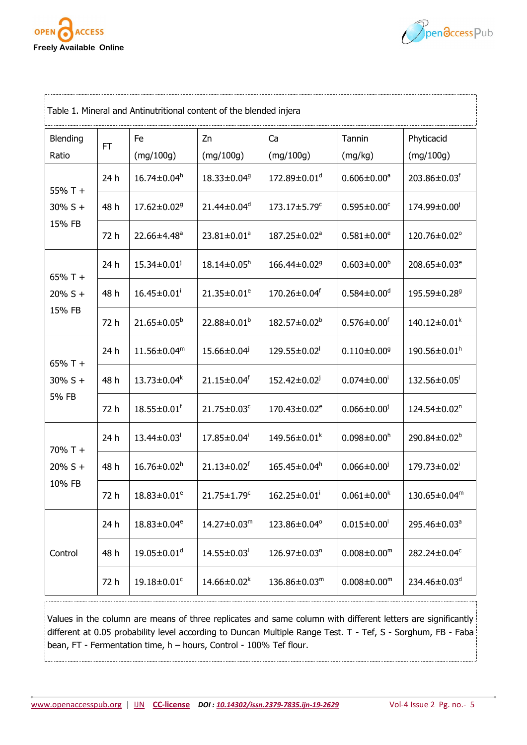Table 1. Mineral and Antinutritional content of the blended injera

| Blending Ratio | FT | Fe (mg/100g) | Zn (mg/100g) | Ca (mg/100g) | Tannin (mg/kg) | Phyticacid (mg/100g) |
|---|---|---|---|---|---|---|
| 55% T + 30% S + 15% FB | 24 h | 16.74±0.04$^{h}$ | 18.33±0.04$^{g}$ | 172.89±0.01$^{d}$ | 0.606±0.00$^{a}$ | 203.86±0.03$^{f}$ |
| | 48 h | 17.62±0.02$^{g}$ | 21.44±0.04$^{d}$ | 173.17±5.79$^{c}$ | 0.595±0.00$^{c}$ | 174.99±0.00$^{j}$ |
| | 72 h | 22.66±4.48$^{a}$ | 23.81±0.01$^{a}$ | 187.25±0.02$^{a}$ | 0.581±0.00$^{e}$ | 120.76±0.02$^{o}$ |
| 65% T + 20% S + 15% FB | 24 h | 15.34±0.01$^{j}$ | 18.14±0.05$^{h}$ | 166.44±0.02$^{g}$ | 0.603±0.00$^{b}$ | 208.65±0.03$^{e}$ |
| | 48 h | 16.45±0.01$^{i}$ | 21.35±0.01$^{e}$ | 170.26±0.04$^{f}$ | 0.584±0.00$^{d}$ | 195.59±0.28$^{g}$ |
| | 72 h | 21.65±0.05$^{b}$ | 22.88±0.01$^{b}$ | 182.57±0.02$^{b}$ | 0.576±0.00$^{f}$ | 140.12±0.01$^{k}$ |
| 65% T + 30% S + 5% FB | 24 h | 11.56±0.04$^{m}$ | 15.66±0.04$^{j}$ | 129.55±0.02$^{l}$ | 0.110±0.00$^{g}$ | 190.56±0.01$^{h}$ |
| | 48 h | 13.73±0.04$^{k}$ | 21.15±0.04$^{f}$ | 152.42±0.02$^{j}$ | 0.074±0.00$^{i}$ | 132.56±0.05$^{l}$ |
| | 72 h | 18.55±0.01$^{f}$ | 21.75±0.03$^{c}$ | 170.43±0.02$^{e}$ | 0.066±0.00$^{j}$ | 124.54±0.02$^{n}$ |
| 70% T + 20% S + 10% FB | 24 h | 13.44±0.03$^{l}$ | 17.85±0.04$^{i}$ | 149.56±0.01$^{k}$ | 0.098±0.00$^{h}$ | 290.84±0.02$^{b}$ |
| | 48 h | 16.76±0.02$^{h}$ | 21.13±0.02$^{f}$ | 165.45±0.04$^{h}$ | 0.066±0.00$^{j}$ | 179.73±0.02$^{i}$ |
| | 72 h | 18.83±0.01$^{e}$ | 21.75±1.79$^{c}$ | 162.25±0.01$^{i}$ | 0.061±0.00$^{k}$ | 130.65±0.04$^{m}$ |
| Control | 24 h | 18.83±0.04$^{e}$ | 14.27±0.03$^{m}$ | 123.86±0.04$^{o}$ | 0.015±0.00$^{l}$ | 295.46±0.03$^{a}$ |
| | 48 h | 19.05±0.01$^{d}$ | 14.55±0.03$^{l}$ | 126.97±0.03$^{n}$ | 0.008±0.00$^{m}$ | 282.24±0.04$^{c}$ |
| | 72 h | 19.18±0.01$^{c}$ | 14.66±0.02$^{k}$ | 136.86±0.03$^{m}$ | 0.008±0.00$^{m}$ | 234.46±0.03$^{d}$ |

Values in the column are means of three replicates and same column with different letters are significantly different at 0.05 probability level according to Duncan Multiple Range Test. T - Tef, S - Sorghum, FB - Faba bean, FT - Fermentation time, h – hours, Control - 100% Tef flour.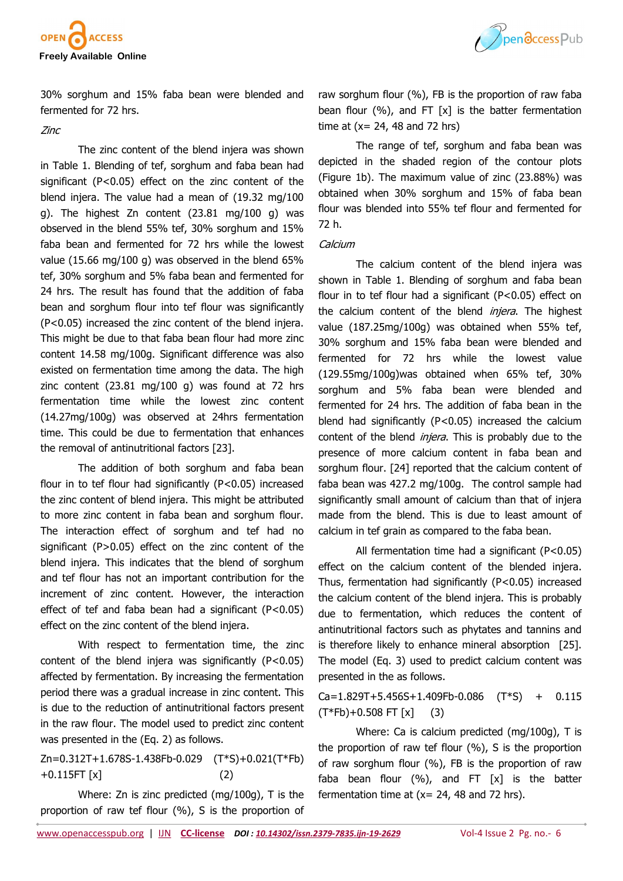30% sorghum and 15% faba bean were blended and fermented for 72 hrs.

*Zinc*

The zinc content of the blend injera was shown in Table 1. Blending of tef, sorghum and faba bean had significant ($P<0.05$) effect on the zinc content of the blend injera. The value had a mean of (19.32 mg/100 g). The highest Zn content (23.81 mg/100 g) was observed in the blend 55% tef, 30% sorghum and 15% faba bean and fermented for 72 hrs while the lowest value (15.66 mg/100 g) was observed in the blend 65% tef, 30% sorghum and 5% faba bean and fermented for 24 hrs. The result has found that the addition of faba bean and sorghum flour into tef flour was significantly ($P<0.05$) increased the zinc content of the blend injera. This might be due to that faba bean flour had more zinc content 14.58 mg/100g. Significant difference was also existed on fermentation time among the data. The high zinc content (23.81 mg/100 g) was found at 72 hrs fermentation time while the lowest zinc content (14.27mg/100g) was observed at 24hrs fermentation time. This could be due to fermentation that enhances the removal of antinutritional factors [23].

The addition of both sorghum and faba bean flour in to tef flour had significantly ($P<0.05$) increased the zinc content of blend injera. This might be attributed to more zinc content in faba bean and sorghum flour. The interaction effect of sorghum and tef had no significant ($P>0.05$) effect on the zinc content of the blend injera. This indicates that the blend of sorghum and tef flour has not an important contribution for the increment of zinc content. However, the interaction effect of tef and faba bean had a significant ($P<0.05$) effect on the zinc content of the blend injera.

With respect to fermentation time, the zinc content of the blend injera was significantly ($P<0.05$) affected by fermentation. By increasing the fermentation period there was a gradual increase in zinc content. This is due to the reduction of antinutritional factors present in the raw flour. The model used to predict zinc content was presented in the (Eq. 2) as follows.

$$Zn=0.312T+1.678S-1.438Fb-0.029(T*S)+0.021(T*Fb)+0.115FT[x] \quad (2)$$

Where: Zn is zinc predicted (mg/100g), T is the proportion of raw tef flour (%), S is the proportion of raw sorghum flour (%), FB is the proportion of raw faba bean flour (%), and FT [x] is the batter fermentation time at (x= 24, 48 and 72 hrs)

The range of tef, sorghum and faba bean was depicted in the shaded region of the contour plots (Figure 1b). The maximum value of zinc (23.88%) was obtained when 30% sorghum and 15% of faba bean flour was blended into 55% tef flour and fermented for 72 h.

*Calcium*

The calcium content of the blend injera was shown in Table 1. Blending of sorghum and faba bean flour in to tef flour had a significant ($P<0.05$) effect on the calcium content of the blend *injera*. The highest value (187.25mg/100g) was obtained when 55% tef, 30% sorghum and 15% faba bean were blended and fermented for 72 hrs while the lowest value (129.55mg/100g)was obtained when 65% tef, 30% sorghum and 5% faba bean were blended and fermented for 24 hrs. The addition of faba bean in the blend had significantly ($P<0.05$) increased the calcium content of the blend *injera*. This is probably due to the presence of more calcium content in faba bean and sorghum flour. [24] reported that the calcium content of faba bean was 427.2 mg/100g. The control sample had significantly small amount of calcium than that of injera made from the blend. This is due to least amount of calcium in tef grain as compared to the faba bean.

All fermentation time had a significant ($P<0.05$) effect on the calcium content of the blended injera. Thus, fermentation had significantly ($P<0.05$) increased the calcium content of the blend injera. This is probably due to fermentation, which reduces the content of antinutritional factors such as phytates and tannins and is therefore likely to enhance mineral absorption [25]. The model (Eq. 3) used to predict calcium content was presented in the as follows.

$$Ca=1.829T+5.456S+1.409Fb-0.086(T*S)+0.115(T*Fb)+0.508FT[x] \quad (3)$$

Where: Ca is calcium predicted (mg/100g), T is the proportion of raw tef flour (%), S is the proportion of raw sorghum flour (%), FB is the proportion of raw faba bean flour (%), and FT [x] is the batter fermentation time at (x= 24, 48 and 72 hrs).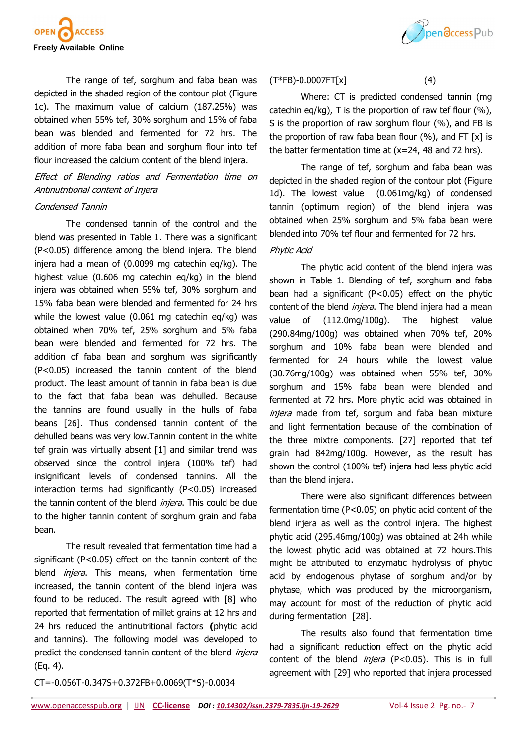The range of tef, sorghum and faba bean was depicted in the shaded region of the contour plot (Figure 1c). The maximum value of calcium (187.25%) was obtained when 55% tef, 30% sorghum and 15% of faba bean was blended and fermented for 72 hrs. The addition of more faba bean and sorghum flour into tef flour increased the calcium content of the blend injera.

*Effect of Blending ratios and Fermentation time on Antinutritional content of Injera*

*Condensed Tannin*

The condensed tannin of the control and the blend was presented in Table 1. There was a significant (P<0.05) difference among the blend injera. The blend injera had a mean of (0.0099 mg catechin eq/kg). The highest value (0.606 mg catechin eq/kg) in the blend injera was obtained when 55% tef, 30% sorghum and 15% faba bean were blended and fermented for 24 hrs while the lowest value (0.061 mg catechin eq/kg) was obtained when 70% tef, 25% sorghum and 5% faba bean were blended and fermented for 72 hrs. The addition of faba bean and sorghum was significantly (P<0.05) increased the tannin content of the blend product. The least amount of tannin in faba bean is due to the fact that faba bean was dehulled. Because the tannins are found usually in the hulls of faba beans [26]. Thus condensed tannin content of the dehulled beans was very low.Tannin content in the white tef grain was virtually absent [1] and similar trend was observed since the control injera (100% tef) had insignificant levels of condensed tannins. All the interaction terms had significantly (P<0.05) increased the tannin content of the blend *injera*. This could be due to the higher tannin content of sorghum grain and faba bean.

The result revealed that fermentation time had a significant (P<0.05) effect on the tannin content of the blend *injera*. This means, when fermentation time increased, the tannin content of the blend injera was found to be reduced. The result agreed with [8] who reported that fermentation of millet grains at 12 hrs and 24 hrs reduced the antinutritional factors **(**phytic acid and tannins). The following model was developed to predict the condensed tannin content of the blend *injera* (Eq. 4).

$$CT=-0.056T-0.347S+0.372FB+0.0069(T*S)-0.0034(T*FB)-0.0007FT[x] \quad (4)$$

Where: CT is predicted condensed tannin (mg catechin eq/kg), T is the proportion of raw tef flour (%), S is the proportion of raw sorghum flour (%), and FB is the proportion of raw faba bean flour (%), and FT [x] is the batter fermentation time at (x=24, 48 and 72 hrs).

The range of tef, sorghum and faba bean was depicted in the shaded region of the contour plot (Figure 1d). The lowest value (0.061mg/kg) of condensed tannin (optimum region) of the blend injera was obtained when 25% sorghum and 5% faba bean were blended into 70% tef flour and fermented for 72 hrs.

*Phytic Acid*

The phytic acid content of the blend injera was shown in Table 1. Blending of tef, sorghum and faba bean had a significant (P<0.05) effect on the phytic content of the blend *injera*. The blend injera had a mean value of (112.0mg/100g). The highest value (290.84mg/100g) was obtained when 70% tef, 20% sorghum and 10% faba bean were blended and fermented for 24 hours while the lowest value (30.76mg/100g) was obtained when 55% tef, 30% sorghum and 15% faba bean were blended and fermented at 72 hrs. More phytic acid was obtained in *injera* made from tef, sorgum and faba bean mixture and light fermentation because of the combination of the three mixtre components. [27] reported that tef grain had 842mg/100g. However, as the result has shown the control (100% tef) injera had less phytic acid than the blend injera.

There were also significant differences between fermentation time (P<0.05) on phytic acid content of the blend injera as well as the control injera. The highest phytic acid (295.46mg/100g) was obtained at 24h while the lowest phytic acid was obtained at 72 hours.This might be attributed to enzymatic hydrolysis of phytic acid by endogenous phytase of sorghum and/or by phytase, which was produced by the microorganism, may account for most of the reduction of phytic acid during fermentation [28].

The results also found that fermentation time had a significant reduction effect on the phytic acid content of the blend *injera* (P<0.05). This is in full agreement with [29] who reported that injera processed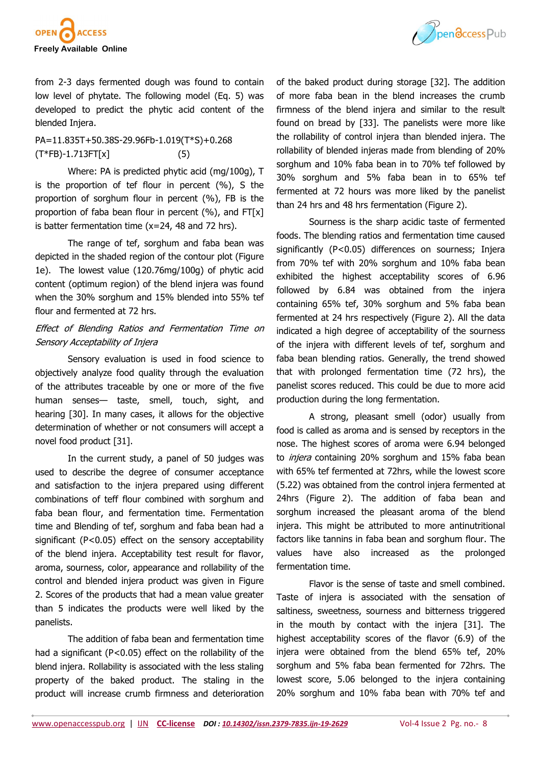from 2-3 days fermented dough was found to contain low level of phytate. The following model (Eq. 5) was developed to predict the phytic acid content of the blended Injera.

$$PA=11.835T+50.38S-29.96Fb-1.019(T*S)+0.268(T*FB)-1.713FT[x] \quad (5)$$

Where: PA is predicted phytic acid (mg/100g), T is the proportion of tef flour in percent (%), S the proportion of sorghum flour in percent (%), FB is the proportion of faba bean flour in percent (%), and FT[x] is batter fermentation time (x=24, 48 and 72 hrs).

The range of tef, sorghum and faba bean was depicted in the shaded region of the contour plot (Figure 1e). The lowest value (120.76mg/100g) of phytic acid content (optimum region) of the blend injera was found when the 30% sorghum and 15% blended into 55% tef flour and fermented at 72 hrs.

*Effect of Blending Ratios and Fermentation Time on Sensory Acceptability of Injera*

Sensory evaluation is used in food science to objectively analyze food quality through the evaluation of the attributes traceable by one or more of the five human senses— taste, smell, touch, sight, and hearing [30]. In many cases, it allows for the objective determination of whether or not consumers will accept a novel food product [31].

In the current study, a panel of 50 judges was used to describe the degree of consumer acceptance and satisfaction to the injera prepared using different combinations of teff flour combined with sorghum and faba bean flour, and fermentation time. Fermentation time and Blending of tef, sorghum and faba bean had a significant ($P<0.05$) effect on the sensory acceptability of the blend injera. Acceptability test result for flavor, aroma, sourness, color, appearance and rollability of the control and blended injera product was given in Figure 2. Scores of the products that had a mean value greater than 5 indicates the products were well liked by the panelists.

The addition of faba bean and fermentation time had a significant ($P<0.05$) effect on the rollability of the blend injera. Rollability is associated with the less staling property of the baked product. The staling in the product will increase crumb firmness and deterioration of the baked product during storage [32]. The addition of more faba bean in the blend increases the crumb firmness of the blend injera and similar to the result found on bread by [33]. The panelists were more like the rollability of control injera than blended injera. The rollability of blended injeras made from blending of 20% sorghum and 10% faba bean in to 70% tef followed by 30% sorghum and 5% faba bean in to 65% tef fermented at 72 hours was more liked by the panelist than 24 hrs and 48 hrs fermentation (Figure 2).

Sourness is the sharp acidic taste of fermented foods. The blending ratios and fermentation time caused significantly ($P<0.05$) differences on sourness; Injera from 70% tef with 20% sorghum and 10% faba bean exhibited the highest acceptability scores of 6.96 followed by 6.84 was obtained from the injera containing 65% tef, 30% sorghum and 5% faba bean fermented at 24 hrs respectively (Figure 2). All the data indicated a high degree of acceptability of the sourness of the injera with different levels of tef, sorghum and faba bean blending ratios. Generally, the trend showed that with prolonged fermentation time (72 hrs), the panelist scores reduced. This could be due to more acid production during the long fermentation.

A strong, pleasant smell (odor) usually from food is called as aroma and is sensed by receptors in the nose. The highest scores of aroma were 6.94 belonged to *injera* containing 20% sorghum and 15% faba bean with 65% tef fermented at 72hrs, while the lowest score (5.22) was obtained from the control injera fermented at 24hrs (Figure 2). The addition of faba bean and sorghum increased the pleasant aroma of the blend injera. This might be attributed to more antinutritional factors like tannins in faba bean and sorghum flour. The values have also increased as the prolonged fermentation time.

Flavor is the sense of taste and smell combined. Taste of injera is associated with the sensation of saltiness, sweetness, sourness and bitterness triggered in the mouth by contact with the injera [31]. The highest acceptability scores of the flavor (6.9) of the injera were obtained from the blend 65% tef, 20% sorghum and 5% faba bean fermented for 72hrs. The lowest score, 5.06 belonged to the injera containing 20% sorghum and 10% faba bean with 70% tef and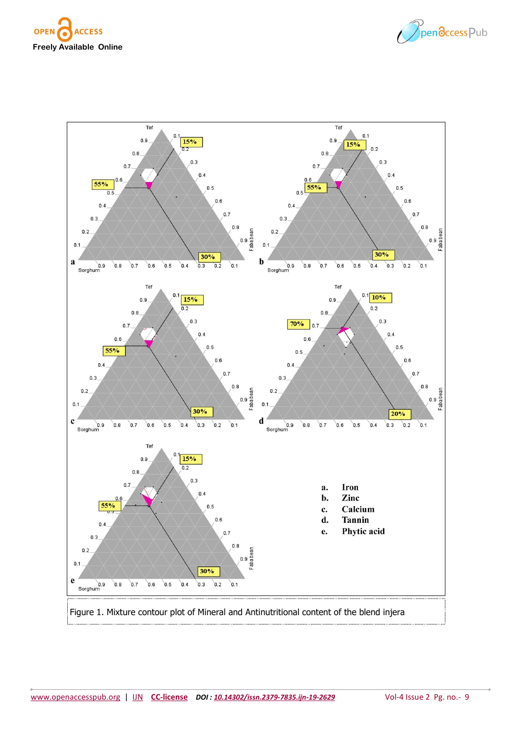a. Iron
b. Zinc
c. Calcium
d. Tannin
e. Phytic acid

Figure 1. Mixture contour plot of Mineral and Antinutritional content of the blend injera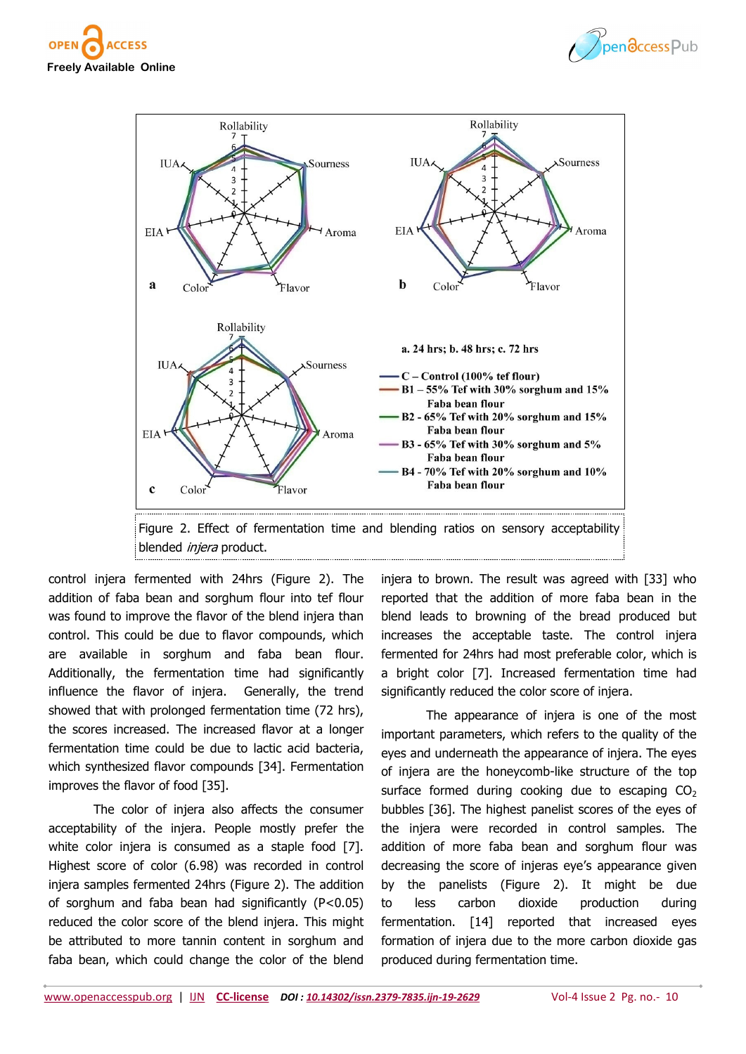Figure 2. Effect of fermentation time and blending ratios on sensory acceptability blended *injera* product.

control injera fermented with 24hrs (Figure 2). The addition of faba bean and sorghum flour into tef flour was found to improve the flavor of the blend injera than control. This could be due to flavor compounds, which are available in sorghum and faba bean flour. Additionally, the fermentation time had significantly influence the flavor of injera. Generally, the trend showed that with prolonged fermentation time (72 hrs), the scores increased. The increased flavor at a longer fermentation time could be due to lactic acid bacteria, which synthesized flavor compounds [34]. Fermentation improves the flavor of food [35].

The color of injera also affects the consumer acceptability of the injera. People mostly prefer the white color injera is consumed as a staple food [7]. Highest score of color (6.98) was recorded in control injera samples fermented 24hrs (Figure 2). The addition of sorghum and faba bean had significantly ($P<0.05$) reduced the color score of the blend injera. This might be attributed to more tannin content in sorghum and faba bean, which could change the color of the blend injera to brown. The result was agreed with [33] who reported that the addition of more faba bean in the blend leads to browning of the bread produced but increases the acceptable taste. The control injera fermented for 24hrs had most preferable color, which is a bright color [7]. Increased fermentation time had significantly reduced the color score of injera.

The appearance of injera is one of the most important parameters, which refers to the quality of the eyes and underneath the appearance of injera. The eyes of injera are the honeycomb-like structure of the top surface formed during cooking due to escaping $CO_2$ bubbles [36]. The highest panelist scores of the eyes of the injera were recorded in control samples. The addition of more faba bean and sorghum flour was decreasing the score of injeras eye's appearance given by the panelists (Figure 2). It might be due to less carbon dioxide production during fermentation. [14] reported that increased eyes formation of injera due to the more carbon dioxide gas produced during fermentation.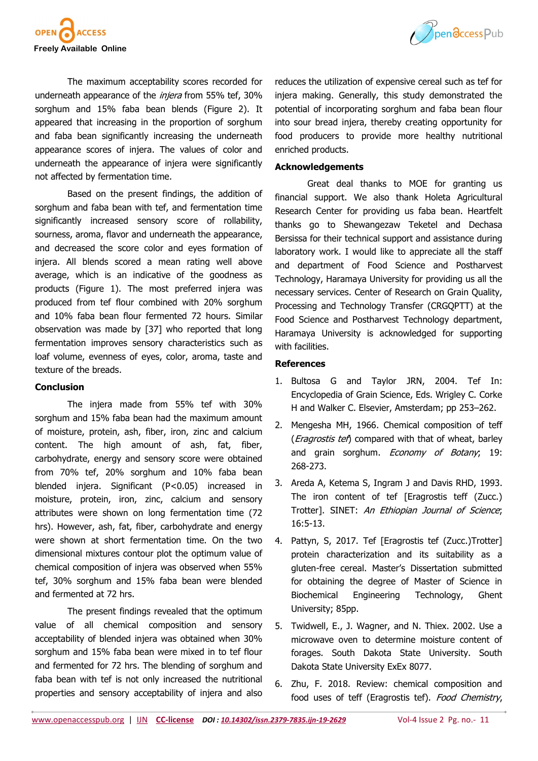The maximum acceptability scores recorded for underneath appearance of the *injera* from 55% tef, 30% sorghum and 15% faba bean blends (Figure 2). It appeared that increasing in the proportion of sorghum and faba bean significantly increasing the underneath appearance scores of injera. The values of color and underneath the appearance of injera were significantly not affected by fermentation time.

Based on the present findings, the addition of sorghum and faba bean with tef, and fermentation time significantly increased sensory score of rollability, sourness, aroma, flavor and underneath the appearance, and decreased the score color and eyes formation of injera. All blends scored a mean rating well above average, which is an indicative of the goodness as products (Figure 1). The most preferred injera was produced from tef flour combined with 20% sorghum and 10% faba bean flour fermented 72 hours. Similar observation was made by [37] who reported that long fermentation improves sensory characteristics such as loaf volume, evenness of eyes, color, aroma, taste and texture of the breads.

## Conclusion

The injera made from 55% tef with 30% sorghum and 15% faba bean had the maximum amount of moisture, protein, ash, fiber, iron, zinc and calcium content. The high amount of ash, fat, fiber, carbohydrate, energy and sensory score were obtained from 70% tef, 20% sorghum and 10% faba bean blended injera. Significant ($P<0.05$) increased in moisture, protein, iron, zinc, calcium and sensory attributes were shown on long fermentation time (72 hrs). However, ash, fat, fiber, carbohydrate and energy were shown at short fermentation time. On the two dimensional mixtures contour plot the optimum value of chemical composition of injera was observed when 55% tef, 30% sorghum and 15% faba bean were blended and fermented at 72 hrs.

The present findings revealed that the optimum value of all chemical composition and sensory acceptability of blended injera was obtained when 30% sorghum and 15% faba bean were mixed in to tef flour and fermented for 72 hrs. The blending of sorghum and faba bean with tef is not only increased the nutritional properties and sensory acceptability of injera and also reduces the utilization of expensive cereal such as tef for injera making. Generally, this study demonstrated the potential of incorporating sorghum and faba bean flour into sour bread injera, thereby creating opportunity for food producers to provide more healthy nutritional enriched products.

## Acknowledgements

Great deal thanks to MOE for granting us financial support. We also thank Holeta Agricultural Research Center for providing us faba bean. Heartfelt thanks go to Shewangezaw Teketel and Dechasa Bersissa for their technical support and assistance during laboratory work. I would like to appreciate all the staff and department of Food Science and Postharvest Technology, Haramaya University for providing us all the necessary services. Center of Research on Grain Quality, Processing and Technology Transfer (CRGQPTT) at the Food Science and Postharvest Technology department, Haramaya University is acknowledged for supporting with facilities.

## References

1. Bultosa G and Taylor JRN, 2004. Tef In: Encyclopedia of Grain Science, Eds. Wrigley C. Corke H and Walker C. Elsevier, Amsterdam; pp 253–262.
2. Mengesha MH, 1966. Chemical composition of teff (*Eragrostis tef*) compared with that of wheat, barley and grain sorghum. *Economy of Botany*; 19: 268-273.
3. Areda A, Ketema S, Ingram J and Davis RHD, 1993. The iron content of tef [Eragrostis teff (Zucc.) Trotter]. SINET: *An Ethiopian Journal of Science*; 16:5-13.
4. Pattyn, S, 2017. Tef [Eragrostis tef (Zucc.)Trotter] protein characterization and its suitability as a gluten-free cereal. Master's Dissertation submitted for obtaining the degree of Master of Science in Biochemical Engineering Technology, Ghent University; 85pp.
5. Twidwell, E., J. Wagner, and N. Thiex. 2002. Use a microwave oven to determine moisture content of forages. South Dakota State University. South Dakota State University ExEx 8077.
6. Zhu, F. 2018. Review: chemical composition and food uses of teff (Eragrostis tef). *Food Chemistry*,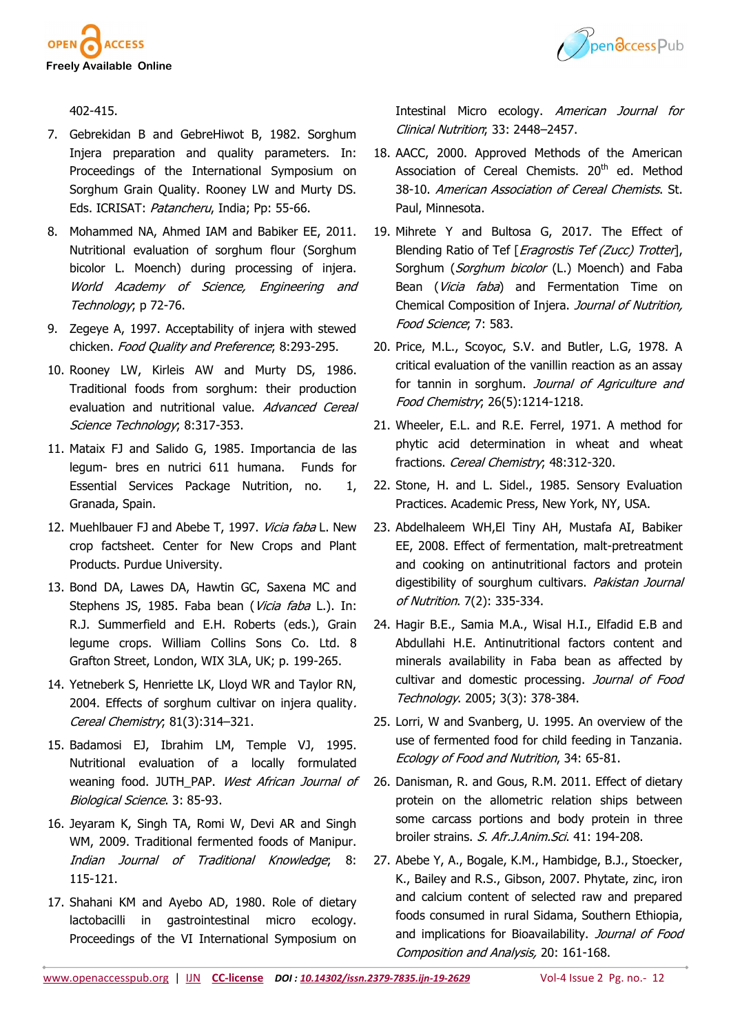402-415.

7. Gebrekidan B and GebreHiwot B, 1982. Sorghum Injera preparation and quality parameters. In: Proceedings of the International Symposium on Sorghum Grain Quality. Rooney LW and Murty DS. Eds. ICRISAT: *Patancheru*, India; Pp: 55-66.
8. Mohammed NA, Ahmed IAM and Babiker EE, 2011. Nutritional evaluation of sorghum flour (Sorghum bicolor L. Moench) during processing of injera. *World Academy of Science, Engineering and Technology*; p 72-76.
9. Zegeye A, 1997. Acceptability of injera with stewed chicken. *Food Quality and Preference*; 8:293-295.
10. Rooney LW, Kirleis AW and Murty DS, 1986. Traditional foods from sorghum: their production evaluation and nutritional value. *Advanced Cereal Science Technology*; 8:317-353.
11. Mataix FJ and Salido G, 1985. Importancia de las legum- bres en nutrici 611 humana. Funds for Essential Services Package Nutrition, no. 1, Granada, Spain.
12. Muehlbauer FJ and Abebe T, 1997. *Vicia faba* L. New crop factsheet. Center for New Crops and Plant Products. Purdue University.
13. Bond DA, Lawes DA, Hawtin GC, Saxena MC and Stephens JS, 1985. Faba bean (*Vicia faba* L.). In: R.J. Summerfield and E.H. Roberts (eds.), Grain legume crops. William Collins Sons Co. Ltd. 8 Grafton Street, London, WIX 3LA, UK; p. 199-265.
14. Yetneberk S, Henriette LK, Lloyd WR and Taylor RN, 2004. Effects of sorghum cultivar on injera quality. *Cereal Chemistry*; 81(3):314–321.
15. Badamosi EJ, Ibrahim LM, Temple VJ, 1995. Nutritional evaluation of a locally formulated weaning food. JUTH_PAP. *West African Journal of Biological Science*. 3: 85-93.
16. Jeyaram K, Singh TA, Romi W, Devi AR and Singh WM, 2009. Traditional fermented foods of Manipur. *Indian Journal of Traditional Knowledge*; 8: 115-121.
17. Shahani KM and Ayebo AD, 1980. Role of dietary lactobacilli in gastrointestinal micro ecology. Proceedings of the VI International Symposium on Intestinal Micro ecology. *American Journal for Clinical Nutrition*; 33: 2448–2457.
18. AACC, 2000. Approved Methods of the American Association of Cereal Chemists. 20th ed. Method 38-10. *American Association of Cereal Chemists*. St. Paul, Minnesota.
19. Mihrete Y and Bultosa G, 2017. The Effect of Blending Ratio of Tef [*Eragrostis Tef (Zucc) Trotter*], Sorghum (*Sorghum bicolor* (L.) Moench) and Faba Bean (*Vicia faba*) and Fermentation Time on Chemical Composition of Injera. *Journal of Nutrition, Food Science*; 7: 583.
20. Price, M.L., Scoyoc, S.V. and Butler, L.G, 1978. A critical evaluation of the vanillin reaction as an assay for tannin in sorghum. *Journal of Agriculture and Food Chemistry*; 26(5):1214-1218.
21. Wheeler, E.L. and R.E. Ferrel, 1971. A method for phytic acid determination in wheat and wheat fractions. *Cereal Chemistry*; 48:312-320.
22. Stone, H. and L. Sidel., 1985. Sensory Evaluation Practices. Academic Press, New York, NY, USA.
23. Abdelhaleem WH,El Tiny AH, Mustafa AI, Babiker EE, 2008. Effect of fermentation, malt-pretreatment and cooking on antinutritional factors and protein digestibility of sourghum cultivars. *Pakistan Journal of Nutrition*. 7(2): 335-334.
24. Hagir B.E., Samia M.A., Wisal H.I., Elfadid E.B and Abdullahi H.E. Antinutritional factors content and minerals availability in Faba bean as affected by cultivar and domestic processing. *Journal of Food Technology*. 2005; 3(3): 378-384.
25. Lorri, W and Svanberg, U. 1995. An overview of the use of fermented food for child feeding in Tanzania. *Ecology of Food and Nutrition*, 34: 65-81.
26. Danisman, R. and Gous, R.M. 2011. Effect of dietary protein on the allometric relation ships between some carcass portions and body protein in three broiler strains. *S. Afr.J.Anim.Sci*. 41: 194-208.
27. Abebe Y, A., Bogale, K.M., Hambidge, B.J., Stoecker, K., Bailey and R.S., Gibson, 2007. Phytate, zinc, iron and calcium content of selected raw and prepared foods consumed in rural Sidama, Southern Ethiopia, and implications for Bioavailability. *Journal of Food Composition and Analysis,* 20: 161-168.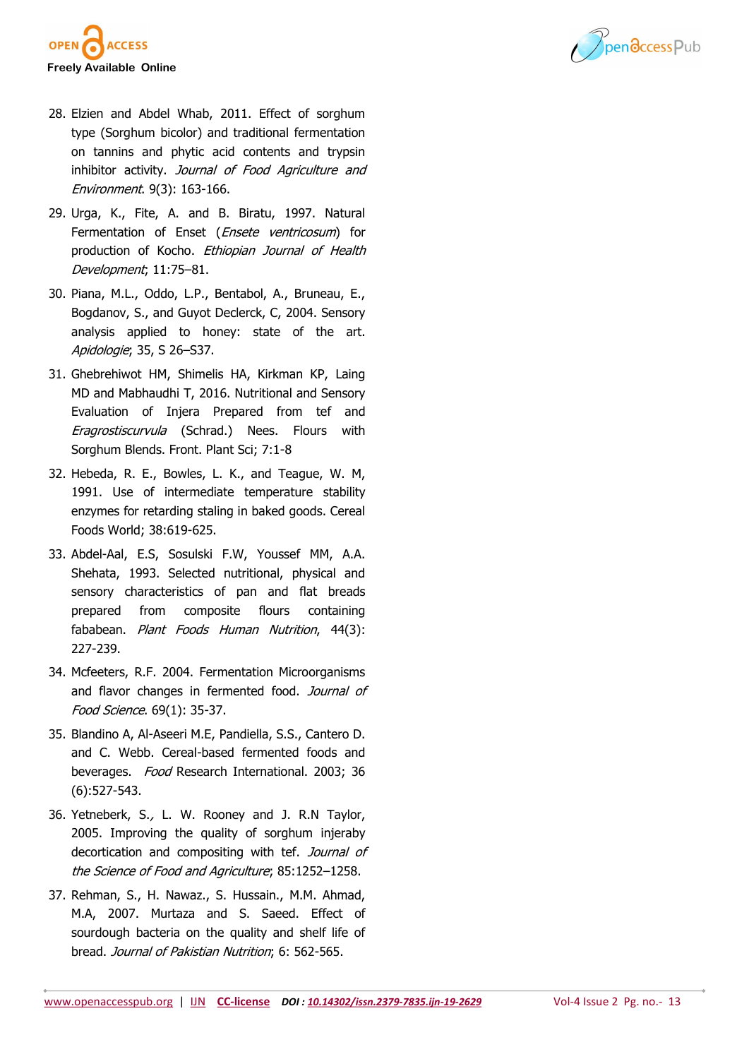28. Elzien and Abdel Whab, 2011. Effect of sorghum type (Sorghum bicolor) and traditional fermentation on tannins and phytic acid contents and trypsin inhibitor activity. *Journal of Food Agriculture and Environment*. 9(3): 163-166.

29. Urga, K., Fite, A. and B. Biratu, 1997. Natural Fermentation of Enset (*Ensete ventricosum*) for production of Kocho. *Ethiopian Journal of Health Development*; 11:75–81.

30. Piana, M.L., Oddo, L.P., Bentabol, A., Bruneau, E., Bogdanov, S., and Guyot Declerck, C, 2004. Sensory analysis applied to honey: state of the art. *Apidologie*; 35, S 26–S37.

31. Ghebrehiwot HM, Shimelis HA, Kirkman KP, Laing MD and Mabhaudhi T, 2016. Nutritional and Sensory Evaluation of Injera Prepared from tef and *Eragrostiscurvula* (Schrad.) Nees. Flours with Sorghum Blends. Front. Plant Sci; 7:1-8

32. Hebeda, R. E., Bowles, L. K., and Teague, W. M, 1991. Use of intermediate temperature stability enzymes for retarding staling in baked goods. Cereal Foods World; 38:619-625.

33. Abdel-Aal, E.S, Sosulski F.W, Youssef MM, A.A. Shehata, 1993. Selected nutritional, physical and sensory characteristics of pan and flat breads prepared from composite flours containing fababean. *Plant Foods Human Nutrition*, 44(3): 227-239.

34. Mcfeeters, R.F. 2004. Fermentation Microorganisms and flavor changes in fermented food. *Journal of Food Science*. 69(1): 35-37.

35. Blandino A, Al-Aseeri M.E, Pandiella, S.S., Cantero D. and C. Webb. Cereal-based fermented foods and beverages. *Food* Research International. 2003; 36 (6):527-543.

36. Yetneberk, S., L. W. Rooney and J. R.N Taylor, 2005. Improving the quality of sorghum injeraby decortication and compositing with tef. *Journal of the Science of Food and Agriculture*; 85:1252–1258.

37. Rehman, S., H. Nawaz., S. Hussain., M.M. Ahmad, M.A, 2007. Murtaza and S. Saeed. Effect of sourdough bacteria on the quality and shelf life of bread. *Journal of Pakistian Nutrition*; 6: 562-565.